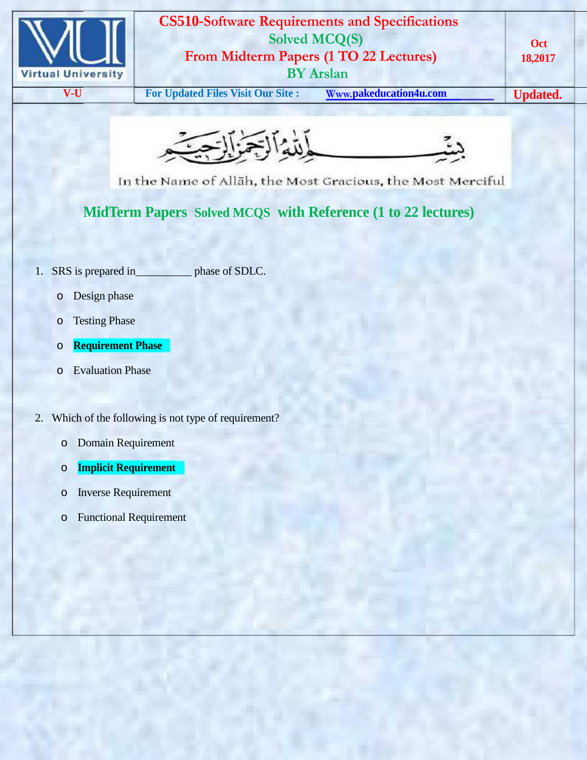# CS510-Software Requirements and Specifications

## Solved MCQ(S)

## From Midterm Papers (1 TO 22 Lectures)

## BY Arslan

Oct 18,2017

V-U | For Updated Files Visit Our Site : Www.pakeducation4u.com | Updated.

بِسۡمِ ٱللَّهِ ٱلرَّحۡمَٰنِ ٱلرَّحِيمِ

In the Name of Allāh, the Most Gracious, the Most Merciful

## MidTerm Papers Solved MCQS with Reference (1 to 22 lectures)

1. SRS is prepared in__________ phase of SDLC.
   - Design phase
   - Testing Phase
   - **Requirement Phase**
   - Evaluation Phase

2. Which of the following is not type of requirement?
   - Domain Requirement
   - **Implicit Requirement**
   - Inverse Requirement
   - Functional Requirement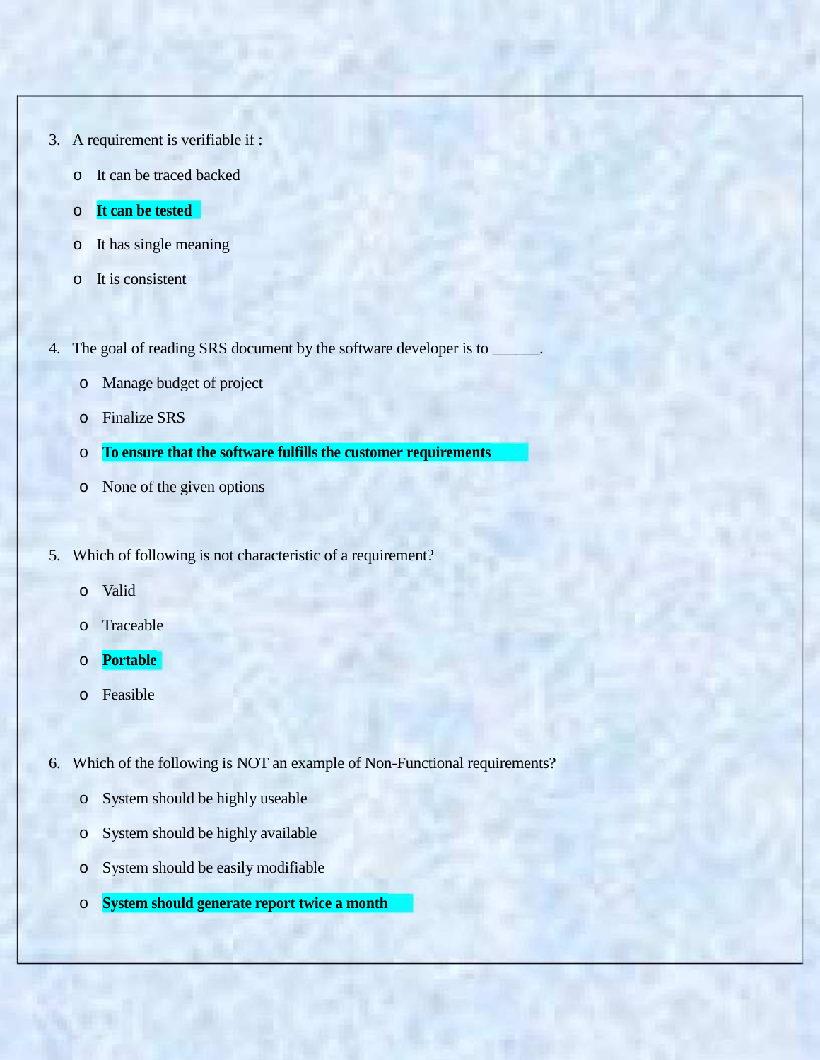3. A requirement is verifiable if :
    - It can be traced backed
    - **It can be tested**
    - It has single meaning
    - It is consistent

4. The goal of reading SRS document by the software developer is to ______.
    - Manage budget of project
    - Finalize SRS
    - **To ensure that the software fulfills the customer requirements**
    - None of the given options

5. Which of following is not characteristic of a requirement?
    - Valid
    - Traceable
    - **Portable**
    - Feasible

6. Which of the following is NOT an example of Non-Functional requirements?
    - System should be highly useable
    - System should be highly available
    - System should be easily modifiable
    - **System should generate report twice a month**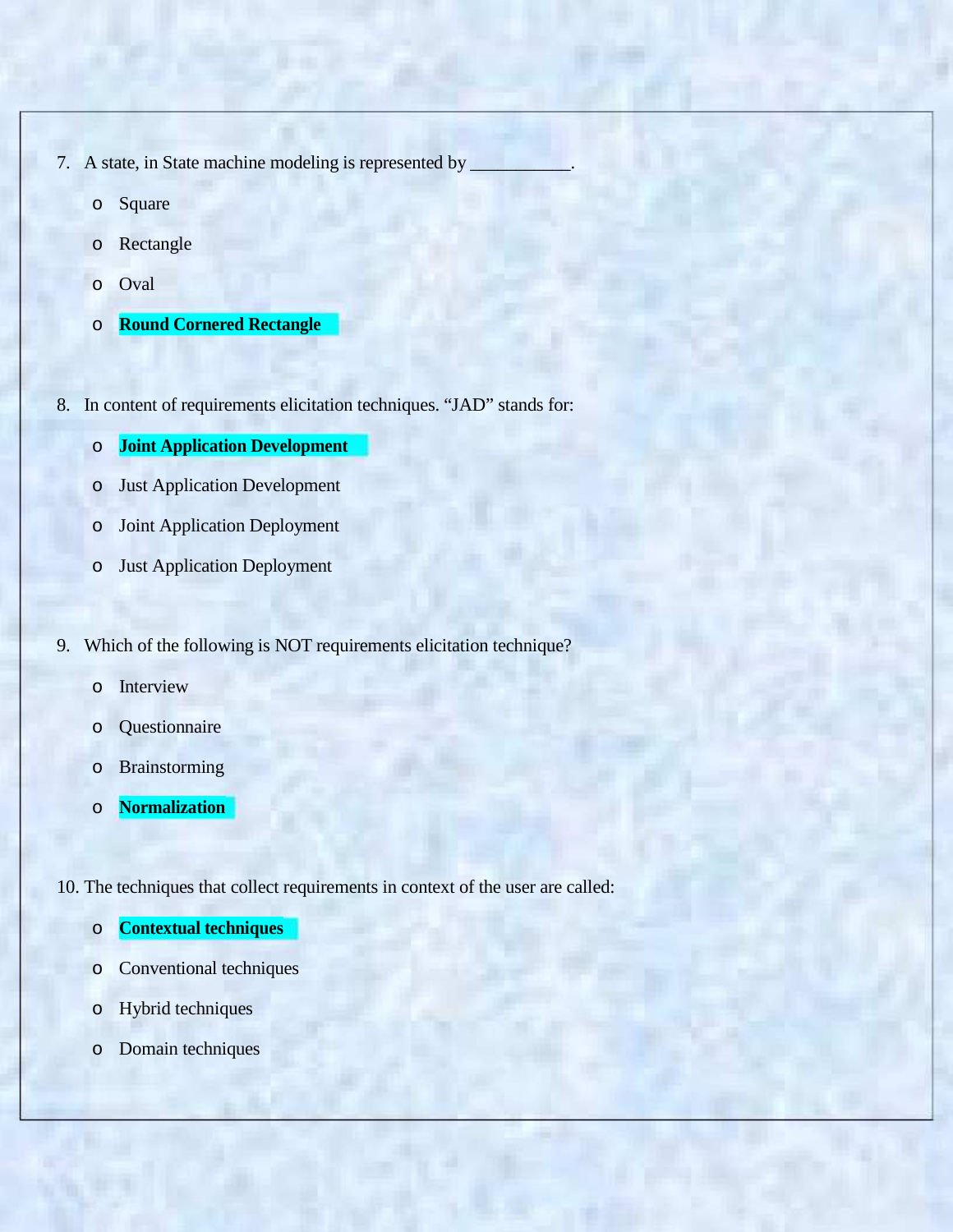7. A state, in State machine modeling is represented by ___________.

   - Square
   - Rectangle
   - Oval
   - **Round Cornered Rectangle**

8. In content of requirements elicitation techniques. “JAD” stands for:

   - **Joint Application Development**
   - Just Application Development
   - Joint Application Deployment
   - Just Application Deployment

9. Which of the following is NOT requirements elicitation technique?

   - Interview
   - Questionnaire
   - Brainstorming
   - **Normalization**

10. The techniques that collect requirements in context of the user are called:

    - **Contextual techniques**
    - Conventional techniques
    - Hybrid techniques
    - Domain techniques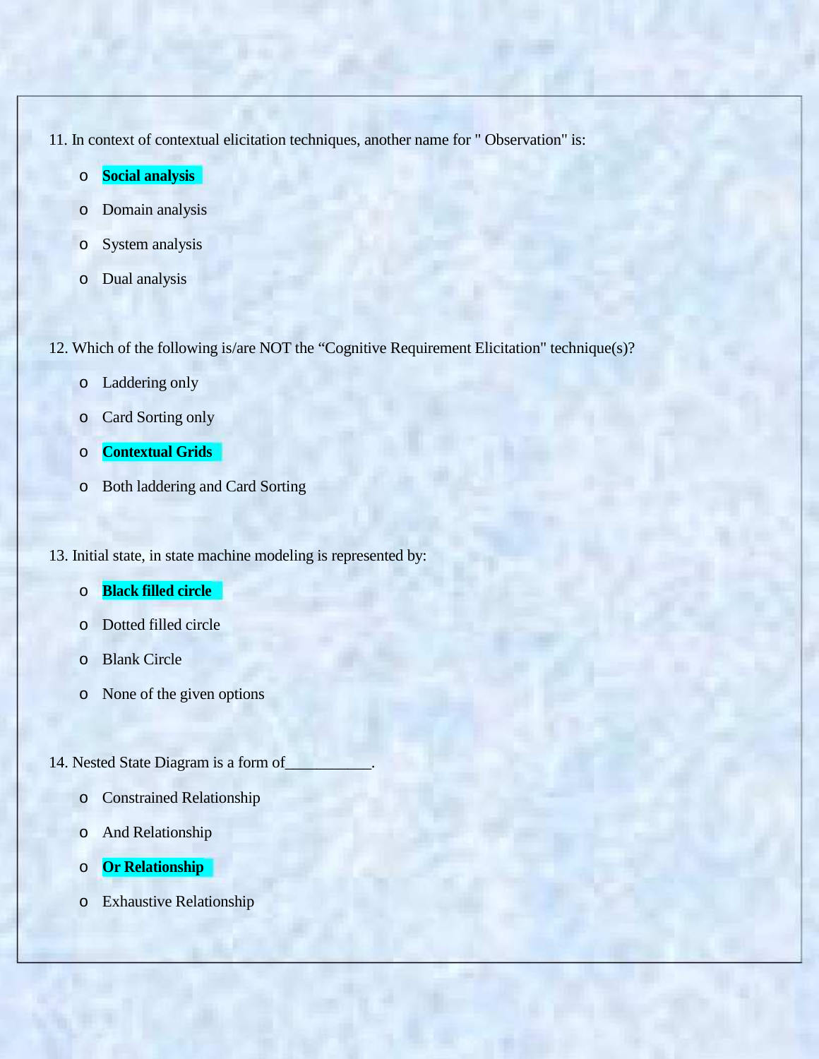11. In context of contextual elicitation techniques, another name for " Observation" is:

- **Social analysis**
- Domain analysis
- System analysis
- Dual analysis

12. Which of the following is/are NOT the "Cognitive Requirement Elicitation" technique(s)?

- Laddering only
- Card Sorting only
- **Contextual Grids**
- Both laddering and Card Sorting

13. Initial state, in state machine modeling is represented by:

- **Black filled circle**
- Dotted filled circle
- Blank Circle
- None of the given options

14. Nested State Diagram is a form of___________.

- Constrained Relationship
- And Relationship
- **Or Relationship**
- Exhaustive Relationship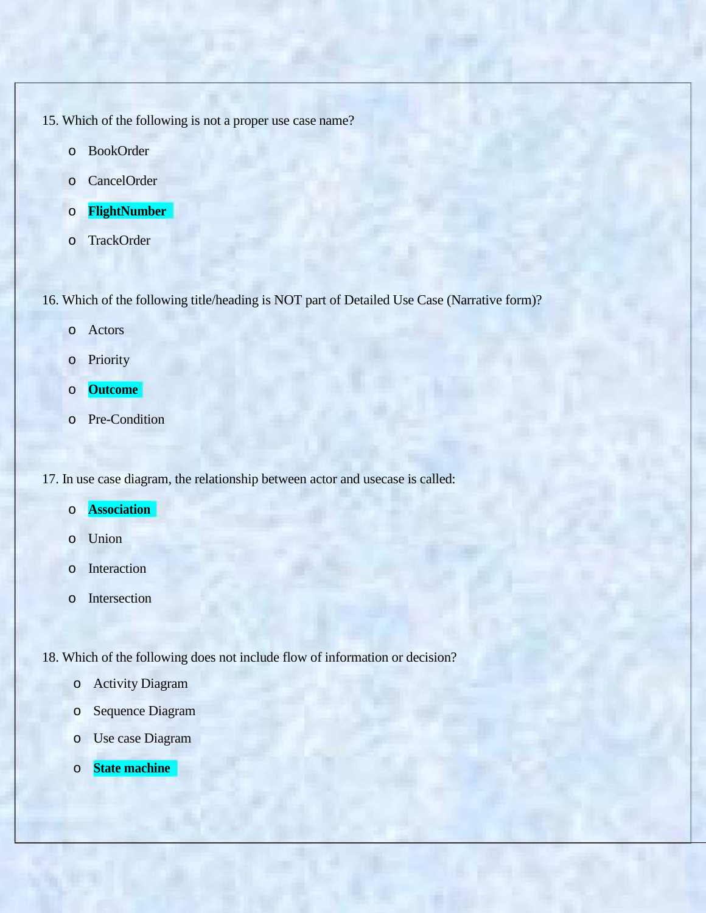15. Which of the following is not a proper use case name?

- BookOrder
- CancelOrder
- **FlightNumber**
- TrackOrder

16. Which of the following title/heading is NOT part of Detailed Use Case (Narrative form)?

- Actors
- Priority
- **Outcome**
- Pre-Condition

17. In use case diagram, the relationship between actor and usecase is called:

- **Association**
- Union
- Interaction
- Intersection

18. Which of the following does not include flow of information or decision?

- Activity Diagram
- Sequence Diagram
- Use case Diagram
- **State machine**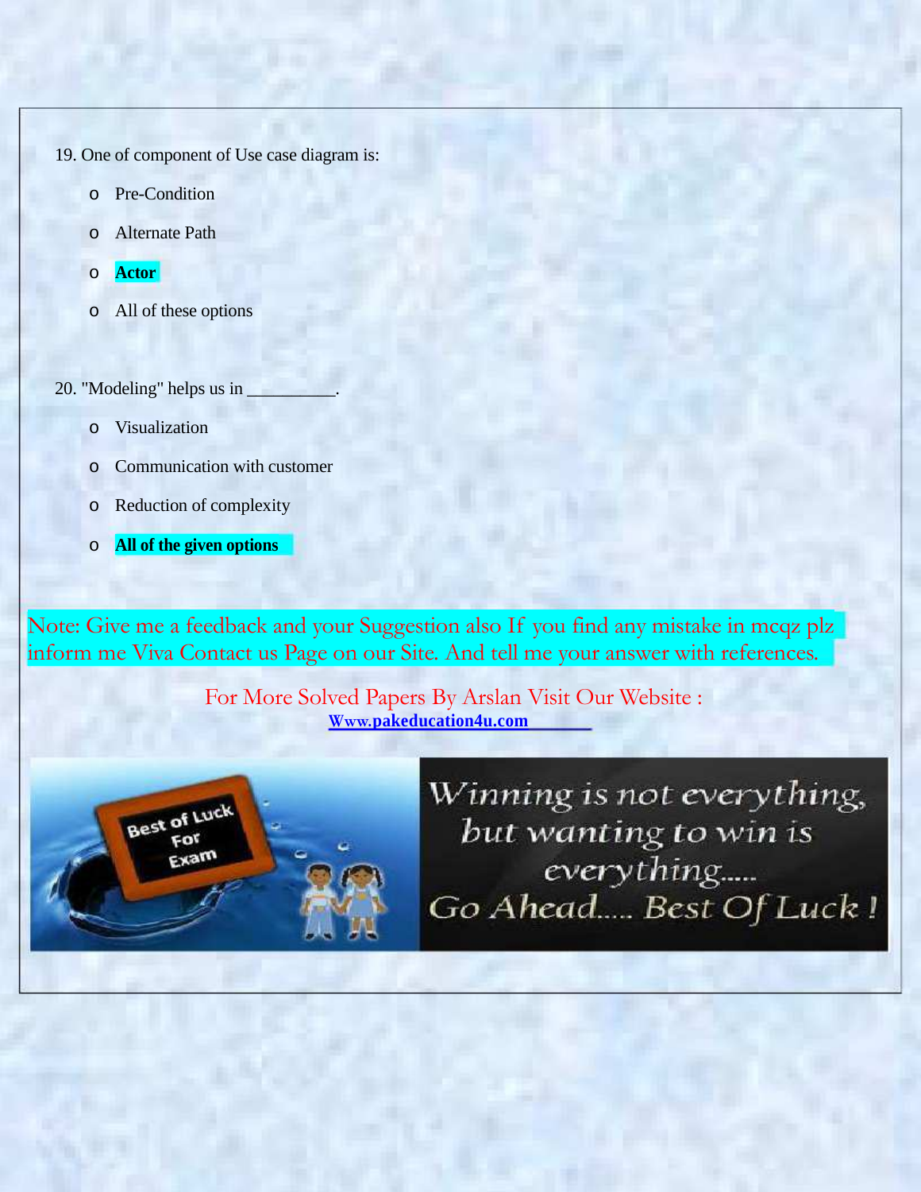19. One of component of Use case diagram is:

- Pre-Condition
- Alternate Path
- **Actor**
- All of these options

20. "Modeling" helps us in __________.

- Visualization
- Communication with customer
- Reduction of complexity
- **All of the given options**

Note: Give me a feedback and your Suggestion also If you find any mistake in mcqz plz inform me Viva Contact us Page on our Site. And tell me your answer with references.

For More Solved Papers By Arslan Visit Our Website :
Www.pakeducation4u.com